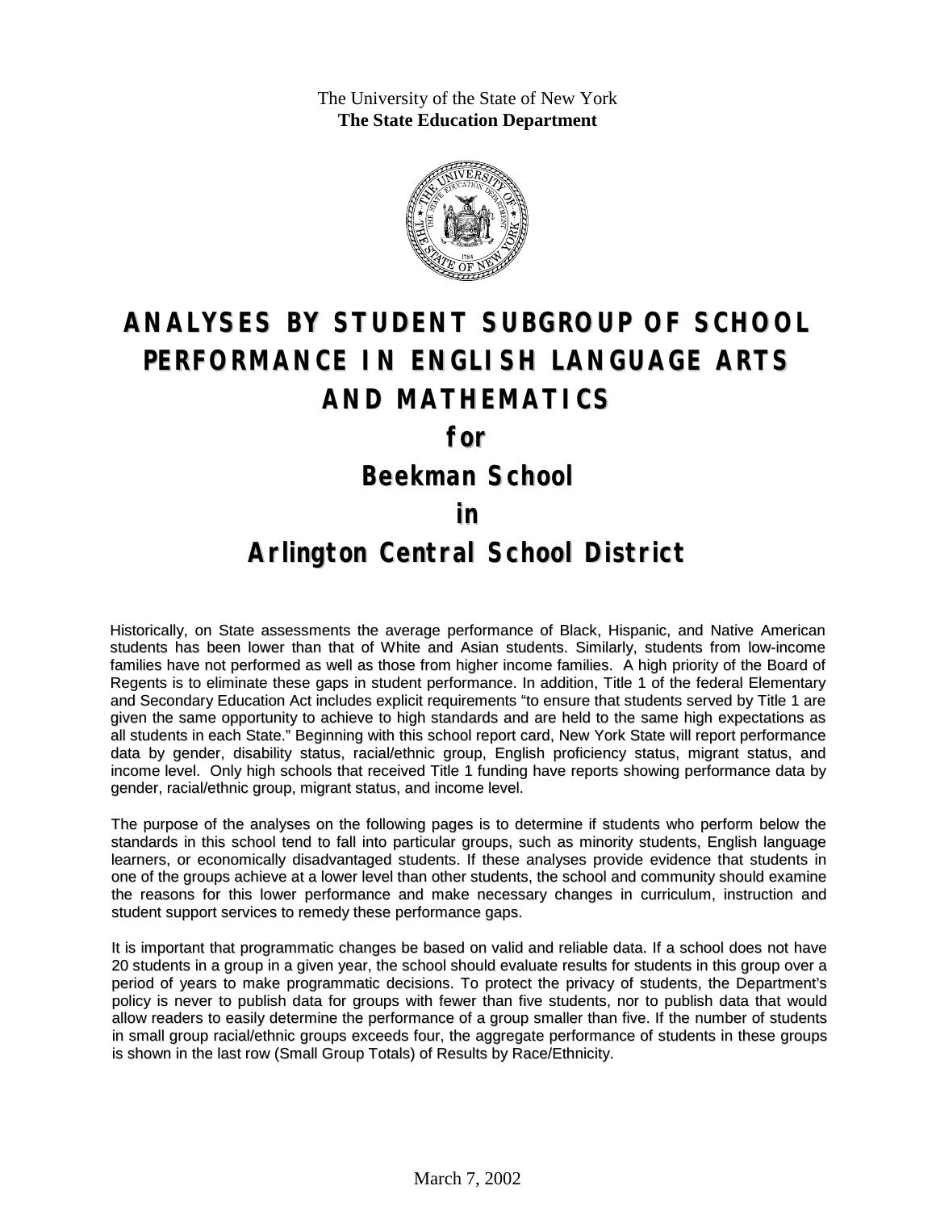The University of the State of New York
**The State Education Department**

# ANALYSES BY STUDENT SUBGROUP OF SCHOOL PERFORMANCE IN ENGLISH LANGUAGE ARTS AND MATHEMATICS

## for

## Beekman School

## in

## Arlington Central School District

Historically, on State assessments the average performance of Black, Hispanic, and Native American students has been lower than that of White and Asian students. Similarly, students from low-income families have not performed as well as those from higher income families. A high priority of the Board of Regents is to eliminate these gaps in student performance. In addition, Title 1 of the federal Elementary and Secondary Education Act includes explicit requirements "to ensure that students served by Title 1 are given the same opportunity to achieve to high standards and are held to the same high expectations as all students in each State." Beginning with this school report card, New York State will report performance data by gender, disability status, racial/ethnic group, English proficiency status, migrant status, and income level. Only high schools that received Title 1 funding have reports showing performance data by gender, racial/ethnic group, migrant status, and income level.

The purpose of the analyses on the following pages is to determine if students who perform below the standards in this school tend to fall into particular groups, such as minority students, English language learners, or economically disadvantaged students. If these analyses provide evidence that students in one of the groups achieve at a lower level than other students, the school and community should examine the reasons for this lower performance and make necessary changes in curriculum, instruction and student support services to remedy these performance gaps.

It is important that programmatic changes be based on valid and reliable data. If a school does not have 20 students in a group in a given year, the school should evaluate results for students in this group over a period of years to make programmatic decisions. To protect the privacy of students, the Department's policy is never to publish data for groups with fewer than five students, nor to publish data that would allow readers to easily determine the performance of a group smaller than five. If the number of students in small group racial/ethnic groups exceeds four, the aggregate performance of students in these groups is shown in the last row (Small Group Totals) of Results by Race/Ethnicity.

March 7, 2002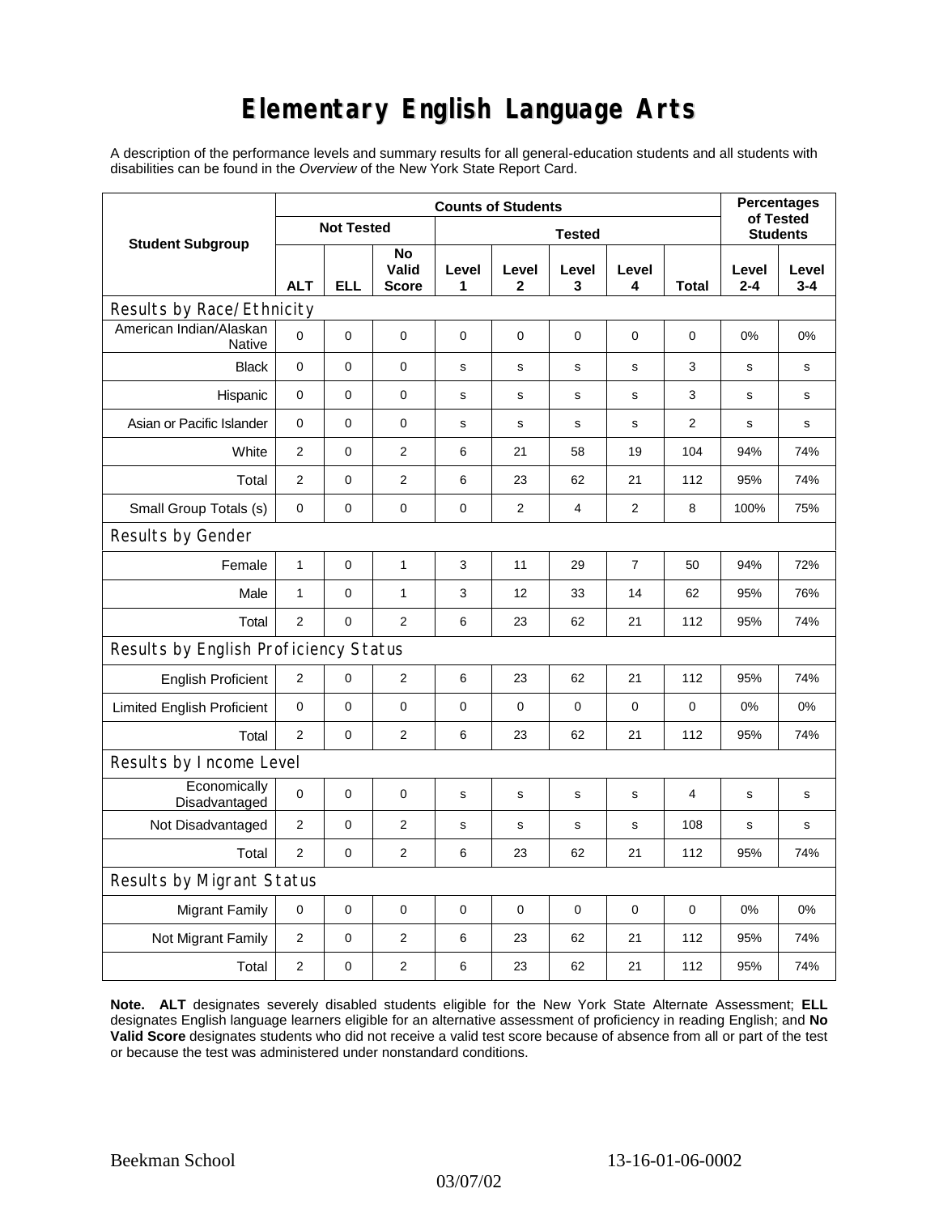# Elementary English Language Arts

A description of the performance levels and summary results for all general-education students and all students with disabilities can be found in the *Overview* of the New York State Report Card.

| Student Subgroup | Counts of Students | | | | | | | | Percentages of Tested Students | |
|---|---|---|---|---|---|---|---|---|---|---|
| | Not Tested | | | Tested | | | | | | |
| | ALT | ELL | No Valid Score | Level 1 | Level 2 | Level 3 | Level 4 | Total | Level 2-4 | Level 3-4 |
| **Results by Race/Ethnicity** | | | | | | | | | | |
| American Indian/Alaskan Native | 0 | 0 | 0 | 0 | 0 | 0 | 0 | 0 | 0% | 0% |
| Black | 0 | 0 | 0 | s | s | s | s | 3 | s | s |
| Hispanic | 0 | 0 | 0 | s | s | s | s | 3 | s | s |
| Asian or Pacific Islander | 0 | 0 | 0 | s | s | s | s | 2 | s | s |
| White | 2 | 0 | 2 | 6 | 21 | 58 | 19 | 104 | 94% | 74% |
| Total | 2 | 0 | 2 | 6 | 23 | 62 | 21 | 112 | 95% | 74% |
| Small Group Totals (s) | 0 | 0 | 0 | 0 | 2 | 4 | 2 | 8 | 100% | 75% |
| **Results by Gender** | | | | | | | | | | |
| Female | 1 | 0 | 1 | 3 | 11 | 29 | 7 | 50 | 94% | 72% |
| Male | 1 | 0 | 1 | 3 | 12 | 33 | 14 | 62 | 95% | 76% |
| Total | 2 | 0 | 2 | 6 | 23 | 62 | 21 | 112 | 95% | 74% |
| **Results by English Proficiency Status** | | | | | | | | | | |
| English Proficient | 2 | 0 | 2 | 6 | 23 | 62 | 21 | 112 | 95% | 74% |
| Limited English Proficient | 0 | 0 | 0 | 0 | 0 | 0 | 0 | 0 | 0% | 0% |
| Total | 2 | 0 | 2 | 6 | 23 | 62 | 21 | 112 | 95% | 74% |
| **Results by Income Level** | | | | | | | | | | |
| Economically Disadvantaged | 0 | 0 | 0 | s | s | s | s | 4 | s | s |
| Not Disadvantaged | 2 | 0 | 2 | s | s | s | s | 108 | s | s |
| Total | 2 | 0 | 2 | 6 | 23 | 62 | 21 | 112 | 95% | 74% |
| **Results by Migrant Status** | | | | | | | | | | |
| Migrant Family | 0 | 0 | 0 | 0 | 0 | 0 | 0 | 0 | 0% | 0% |
| Not Migrant Family | 2 | 0 | 2 | 6 | 23 | 62 | 21 | 112 | 95% | 74% |
| Total | 2 | 0 | 2 | 6 | 23 | 62 | 21 | 112 | 95% | 74% |

**Note. ALT** designates severely disabled students eligible for the New York State Alternate Assessment; **ELL** designates English language learners eligible for an alternative assessment of proficiency in reading English; and **No Valid Score** designates students who did not receive a valid test score because of absence from all or part of the test or because the test was administered under nonstandard conditions.

Beekman School 13-16-01-06-0002

03/07/02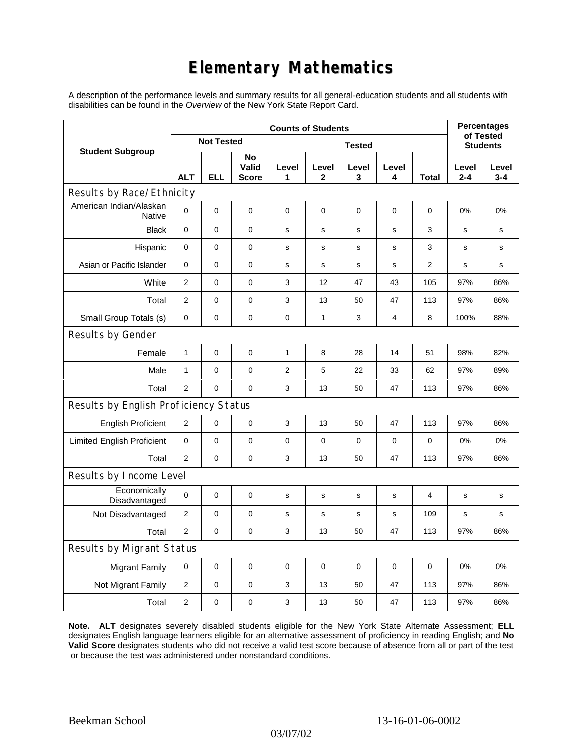# Elementary Mathematics

A description of the performance levels and summary results for all general-education students and all students with disabilities can be found in the *Overview* of the New York State Report Card.

| Student Subgroup | Counts of Students | | | | | | | | Percentages of Tested Students | |
|---|---|---|---|---|---|---|---|---|---|---|
| | Not Tested | | | Tested | | | | | | |
| | ALT | ELL | No Valid Score | Level 1 | Level 2 | Level 3 | Level 4 | Total | Level 2-4 | Level 3-4 |
| **Results by Race/Ethnicity** | | | | | | | | | | |
| American Indian/Alaskan Native | 0 | 0 | 0 | 0 | 0 | 0 | 0 | 0 | 0% | 0% |
| Black | 0 | 0 | 0 | s | s | s | s | 3 | s | s |
| Hispanic | 0 | 0 | 0 | s | s | s | s | 3 | s | s |
| Asian or Pacific Islander | 0 | 0 | 0 | s | s | s | s | 2 | s | s |
| White | 2 | 0 | 0 | 3 | 12 | 47 | 43 | 105 | 97% | 86% |
| Total | 2 | 0 | 0 | 3 | 13 | 50 | 47 | 113 | 97% | 86% |
| Small Group Totals (s) | 0 | 0 | 0 | 0 | 1 | 3 | 4 | 8 | 100% | 88% |
| **Results by Gender** | | | | | | | | | | |
| Female | 1 | 0 | 0 | 1 | 8 | 28 | 14 | 51 | 98% | 82% |
| Male | 1 | 0 | 0 | 2 | 5 | 22 | 33 | 62 | 97% | 89% |
| Total | 2 | 0 | 0 | 3 | 13 | 50 | 47 | 113 | 97% | 86% |
| **Results by English Proficiency Status** | | | | | | | | | | |
| English Proficient | 2 | 0 | 0 | 3 | 13 | 50 | 47 | 113 | 97% | 86% |
| Limited English Proficient | 0 | 0 | 0 | 0 | 0 | 0 | 0 | 0 | 0% | 0% |
| Total | 2 | 0 | 0 | 3 | 13 | 50 | 47 | 113 | 97% | 86% |
| **Results by Income Level** | | | | | | | | | | |
| Economically Disadvantaged | 0 | 0 | 0 | s | s | s | s | 4 | s | s |
| Not Disadvantaged | 2 | 0 | 0 | s | s | s | s | 109 | s | s |
| Total | 2 | 0 | 0 | 3 | 13 | 50 | 47 | 113 | 97% | 86% |
| **Results by Migrant Status** | | | | | | | | | | |
| Migrant Family | 0 | 0 | 0 | 0 | 0 | 0 | 0 | 0 | 0% | 0% |
| Not Migrant Family | 2 | 0 | 0 | 3 | 13 | 50 | 47 | 113 | 97% | 86% |
| Total | 2 | 0 | 0 | 3 | 13 | 50 | 47 | 113 | 97% | 86% |

**Note. ALT** designates severely disabled students eligible for the New York State Alternate Assessment; **ELL** designates English language learners eligible for an alternative assessment of proficiency in reading English; and **No Valid Score** designates students who did not receive a valid test score because of absence from all or part of the test or because the test was administered under nonstandard conditions.

Beekman School 13-16-01-06-0002

03/07/02